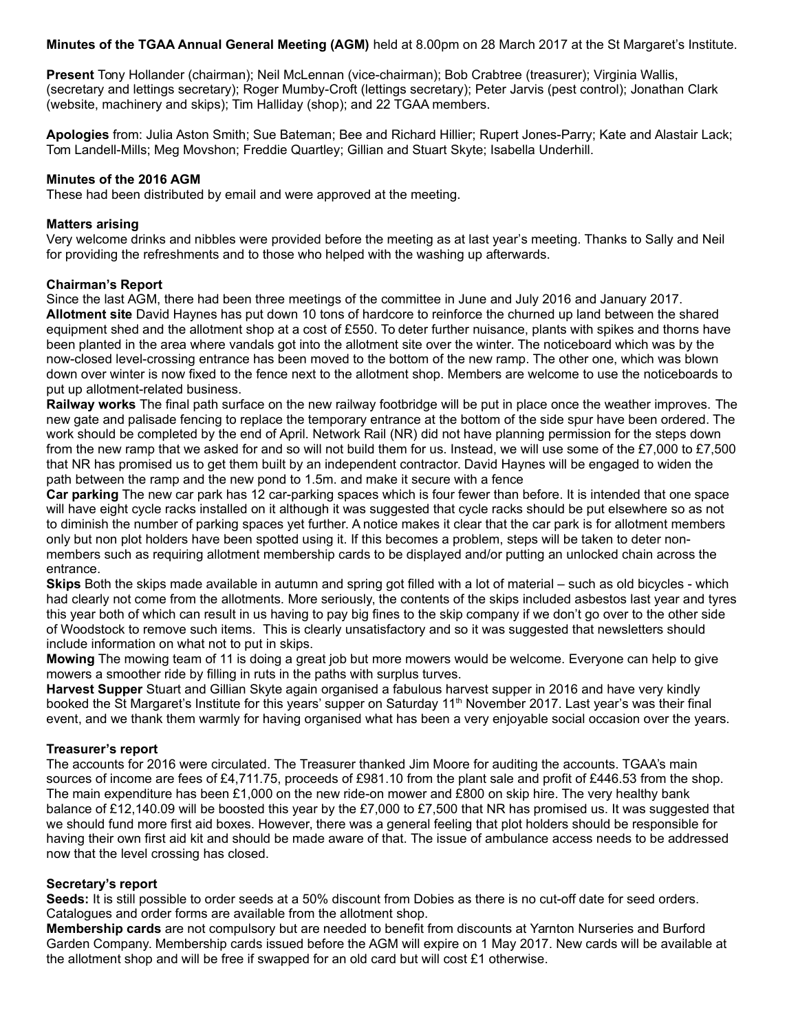**Minutes of the TGAA Annual General Meeting (AGM)** held at 8.00pm on 28 March 2017 at the St Margaret's Institute.

**Present** Tony Hollander (chairman); Neil McLennan (vice-chairman); Bob Crabtree (treasurer); Virginia Wallis, (secretary and lettings secretary); Roger Mumby-Croft (lettings secretary); Peter Jarvis (pest control); Jonathan Clark (website, machinery and skips); Tim Halliday (shop); and 22 TGAA members.

**Apologies** from: Julia Aston Smith; Sue Bateman; Bee and Richard Hillier; Rupert Jones-Parry; Kate and Alastair Lack; Tom Landell-Mills; Meg Movshon; Freddie Quartley; Gillian and Stuart Skyte; Isabella Underhill.

**Minutes of the 2016 AGM**
These had been distributed by email and were approved at the meeting.

**Matters arising**
Very welcome drinks and nibbles were provided before the meeting as at last year's meeting. Thanks to Sally and Neil for providing the refreshments and to those who helped with the washing up afterwards.

**Chairman's Report**
Since the last AGM, there had been three meetings of the committee in June and July 2016 and January 2017.
**Allotment site** David Haynes has put down 10 tons of hardcore to reinforce the churned up land between the shared equipment shed and the allotment shop at a cost of £550. To deter further nuisance, plants with spikes and thorns have been planted in the area where vandals got into the allotment site over the winter. The noticeboard which was by the now-closed level-crossing entrance has been moved to the bottom of the new ramp. The other one, which was blown down over winter is now fixed to the fence next to the allotment shop. Members are welcome to use the noticeboards to put up allotment-related business.
**Railway works** The final path surface on the new railway footbridge will be put in place once the weather improves. The new gate and palisade fencing to replace the temporary entrance at the bottom of the side spur have been ordered. The work should be completed by the end of April. Network Rail (NR) did not have planning permission for the steps down from the new ramp that we asked for and so will not build them for us. Instead, we will use some of the £7,000 to £7,500 that NR has promised us to get them built by an independent contractor. David Haynes will be engaged to widen the path between the ramp and the new pond to 1.5m. and make it secure with a fence
**Car parking** The new car park has 12 car-parking spaces which is four fewer than before. It is intended that one space will have eight cycle racks installed on it although it was suggested that cycle racks should be put elsewhere so as not to diminish the number of parking spaces yet further. A notice makes it clear that the car park is for allotment members only but non plot holders have been spotted using it. If this becomes a problem, steps will be taken to deter non-members such as requiring allotment membership cards to be displayed and/or putting an unlocked chain across the entrance.
**Skips** Both the skips made available in autumn and spring got filled with a lot of material – such as old bicycles - which had clearly not come from the allotments. More seriously, the contents of the skips included asbestos last year and tyres this year both of which can result in us having to pay big fines to the skip company if we don't go over to the other side of Woodstock to remove such items. This is clearly unsatisfactory and so it was suggested that newsletters should include information on what not to put in skips.
**Mowing** The mowing team of 11 is doing a great job but more mowers would be welcome. Everyone can help to give mowers a smoother ride by filling in ruts in the paths with surplus turves.
**Harvest Supper** Stuart and Gillian Skyte again organised a fabulous harvest supper in 2016 and have very kindly booked the St Margaret's Institute for this years' supper on Saturday 11th November 2017. Last year's was their final event, and we thank them warmly for having organised what has been a very enjoyable social occasion over the years.

**Treasurer's report**
The accounts for 2016 were circulated. The Treasurer thanked Jim Moore for auditing the accounts. TGAA's main sources of income are fees of £4,711.75, proceeds of £981.10 from the plant sale and profit of £446.53 from the shop. The main expenditure has been £1,000 on the new ride-on mower and £800 on skip hire. The very healthy bank balance of £12,140.09 will be boosted this year by the £7,000 to £7,500 that NR has promised us. It was suggested that we should fund more first aid boxes. However, there was a general feeling that plot holders should be responsible for having their own first aid kit and should be made aware of that. The issue of ambulance access needs to be addressed now that the level crossing has closed.

**Secretary's report**
**Seeds:** It is still possible to order seeds at a 50% discount from Dobies as there is no cut-off date for seed orders. Catalogues and order forms are available from the allotment shop.
**Membership cards** are not compulsory but are needed to benefit from discounts at Yarnton Nurseries and Burford Garden Company. Membership cards issued before the AGM will expire on 1 May 2017. New cards will be available at the allotment shop and will be free if swapped for an old card but will cost £1 otherwise.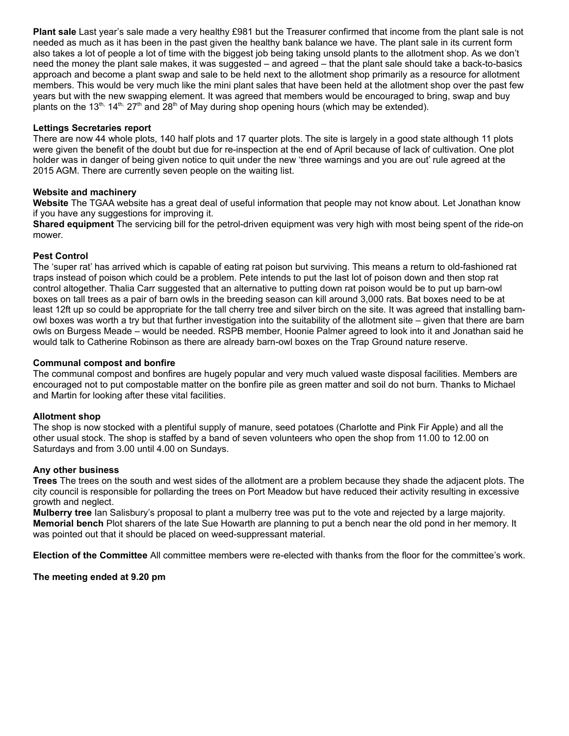**Plant sale** Last year's sale made a very healthy £981 but the Treasurer confirmed that income from the plant sale is not needed as much as it has been in the past given the healthy bank balance we have. The plant sale in its current form also takes a lot of people a lot of time with the biggest job being taking unsold plants to the allotment shop. As we don't need the money the plant sale makes, it was suggested – and agreed – that the plant sale should take a back-to-basics approach and become a plant swap and sale to be held next to the allotment shop primarily as a resource for allotment members. This would be very much like the mini plant sales that have been held at the allotment shop over the past few years but with the new swapping element. It was agreed that members would be encouraged to bring, swap and buy plants on the 13th, 14th, 27th and 28th of May during shop opening hours (which may be extended).

**Lettings Secretaries report**

There are now 44 whole plots, 140 half plots and 17 quarter plots. The site is largely in a good state although 11 plots were given the benefit of the doubt but due for re-inspection at the end of April because of lack of cultivation. One plot holder was in danger of being given notice to quit under the new 'three warnings and you are out' rule agreed at the 2015 AGM. There are currently seven people on the waiting list.

**Website and machinery**

**Website** The TGAA website has a great deal of useful information that people may not know about. Let Jonathan know if you have any suggestions for improving it.

**Shared equipment** The servicing bill for the petrol-driven equipment was very high with most being spent of the ride-on mower.

**Pest Control**

The 'super rat' has arrived which is capable of eating rat poison but surviving. This means a return to old-fashioned rat traps instead of poison which could be a problem. Pete intends to put the last lot of poison down and then stop rat control altogether. Thalia Carr suggested that an alternative to putting down rat poison would be to put up barn-owl boxes on tall trees as a pair of barn owls in the breeding season can kill around 3,000 rats. Bat boxes need to be at least 12ft up so could be appropriate for the tall cherry tree and silver birch on the site. It was agreed that installing barn-owl boxes was worth a try but that further investigation into the suitability of the allotment site – given that there are barn owls on Burgess Meade – would be needed. RSPB member, Hoonie Palmer agreed to look into it and Jonathan said he would talk to Catherine Robinson as there are already barn-owl boxes on the Trap Ground nature reserve.

**Communal compost and bonfire**

The communal compost and bonfires are hugely popular and very much valued waste disposal facilities. Members are encouraged not to put compostable matter on the bonfire pile as green matter and soil do not burn. Thanks to Michael and Martin for looking after these vital facilities.

**Allotment shop**

The shop is now stocked with a plentiful supply of manure, seed potatoes (Charlotte and Pink Fir Apple) and all the other usual stock. The shop is staffed by a band of seven volunteers who open the shop from 11.00 to 12.00 on Saturdays and from 3.00 until 4.00 on Sundays.

**Any other business**

**Trees** The trees on the south and west sides of the allotment are a problem because they shade the adjacent plots. The city council is responsible for pollarding the trees on Port Meadow but have reduced their activity resulting in excessive growth and neglect.

**Mulberry tree** Ian Salisbury's proposal to plant a mulberry tree was put to the vote and rejected by a large majority.

**Memorial bench** Plot sharers of the late Sue Howarth are planning to put a bench near the old pond in her memory. It was pointed out that it should be placed on weed-suppressant material.

**Election of the Committee** All committee members were re-elected with thanks from the floor for the committee's work.

**The meeting ended at 9.20 pm**